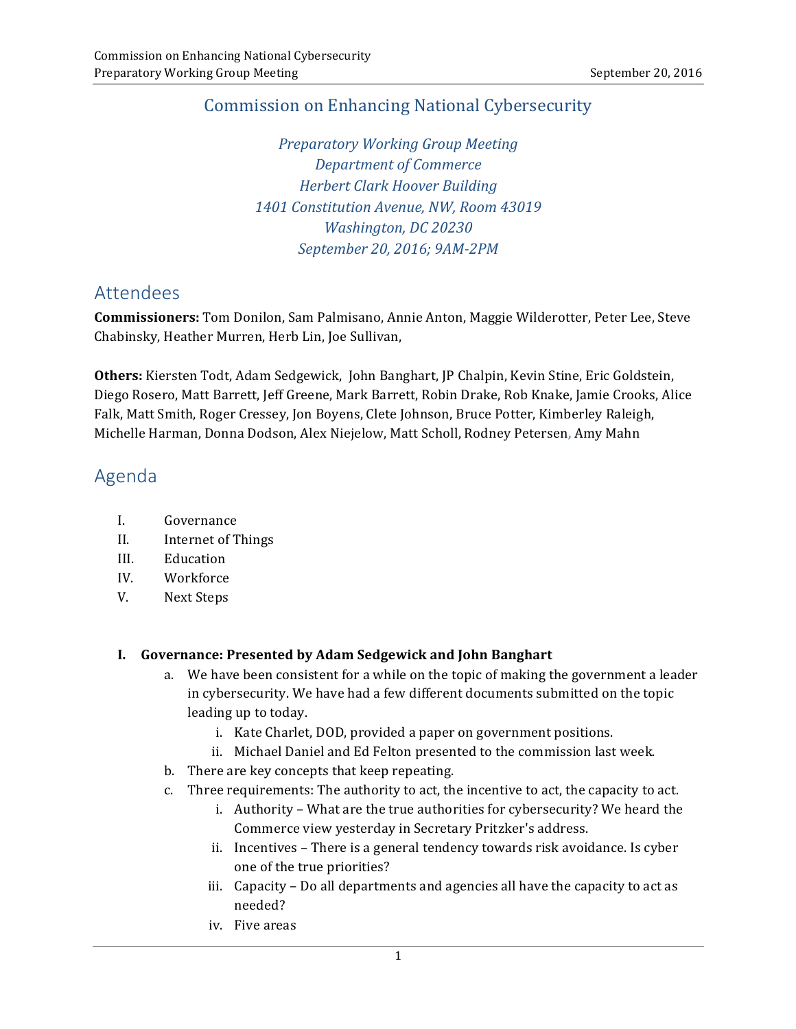# Commission on Enhancing National Cybersecurity

*Preparatory Working Group Meeting*
*Department of Commerce*
*Herbert Clark Hoover Building*
*1401 Constitution Avenue, NW, Room 43019*
*Washington, DC 20230*
*September 20, 2016; 9AM-2PM*

## Attendees

**Commissioners:** Tom Donilon, Sam Palmisano, Annie Anton, Maggie Wilderotter, Peter Lee, Steve Chabinsky, Heather Murren, Herb Lin, Joe Sullivan,

**Others:** Kiersten Todt, Adam Sedgewick, John Banghart, JP Chalpin, Kevin Stine, Eric Goldstein, Diego Rosero, Matt Barrett, Jeff Greene, Mark Barrett, Robin Drake, Rob Knake, Jamie Crooks, Alice Falk, Matt Smith, Roger Cressey, Jon Boyens, Clete Johnson, Bruce Potter, Kimberley Raleigh, Michelle Harman, Donna Dodson, Alex Niejelow, Matt Scholl, Rodney Petersen, Amy Mahn

## Agenda

I. Governance
II. Internet of Things
III. Education
IV. Workforce
V. Next Steps

**I. Governance: Presented by Adam Sedgewick and John Banghart**

a. We have been consistent for a while on the topic of making the government a leader in cybersecurity. We have had a few different documents submitted on the topic leading up to today.
   i. Kate Charlet, DOD, provided a paper on government positions.
   ii. Michael Daniel and Ed Felton presented to the commission last week.
b. There are key concepts that keep repeating.
c. Three requirements: The authority to act, the incentive to act, the capacity to act.
   i. Authority – What are the true authorities for cybersecurity? We heard the Commerce view yesterday in Secretary Pritzker's address.
   ii. Incentives – There is a general tendency towards risk avoidance. Is cyber one of the true priorities?
   iii. Capacity – Do all departments and agencies all have the capacity to act as needed?
   iv. Five areas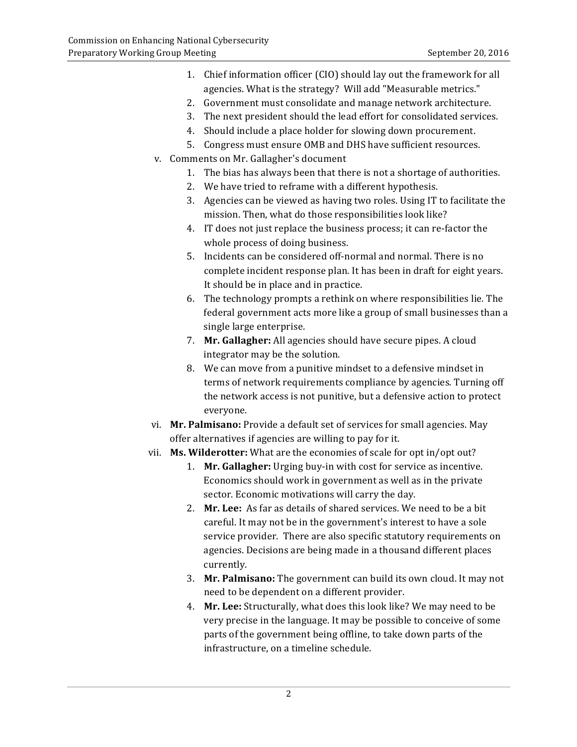1. Chief information officer (CIO) should lay out the framework for all agencies. What is the strategy? Will add "Measurable metrics."
2. Government must consolidate and manage network architecture.
3. The next president should the lead effort for consolidated services.
4. Should include a place holder for slowing down procurement.
5. Congress must ensure OMB and DHS have sufficient resources.

v. Comments on Mr. Gallagher's document
   1. The bias has always been that there is not a shortage of authorities.
   2. We have tried to reframe with a different hypothesis.
   3. Agencies can be viewed as having two roles. Using IT to facilitate the mission. Then, what do those responsibilities look like?
   4. IT does not just replace the business process; it can re-factor the whole process of doing business.
   5. Incidents can be considered off-normal and normal. There is no complete incident response plan. It has been in draft for eight years. It should be in place and in practice.
   6. The technology prompts a rethink on where responsibilities lie. The federal government acts more like a group of small businesses than a single large enterprise.
   7. **Mr. Gallagher:** All agencies should have secure pipes. A cloud integrator may be the solution.
   8. We can move from a punitive mindset to a defensive mindset in terms of network requirements compliance by agencies. Turning off the network access is not punitive, but a defensive action to protect everyone.

vi. **Mr. Palmisano:** Provide a default set of services for small agencies. May offer alternatives if agencies are willing to pay for it.

vii. **Ms. Wilderotter:** What are the economies of scale for opt in/opt out?
   1. **Mr. Gallagher:** Urging buy-in with cost for service as incentive. Economics should work in government as well as in the private sector. Economic motivations will carry the day.
   2. **Mr. Lee:** As far as details of shared services. We need to be a bit careful. It may not be in the government's interest to have a sole service provider. There are also specific statutory requirements on agencies. Decisions are being made in a thousand different places currently.
   3. **Mr. Palmisano:** The government can build its own cloud. It may not need to be dependent on a different provider.
   4. **Mr. Lee:** Structurally, what does this look like? We may need to be very precise in the language. It may be possible to conceive of some parts of the government being offline, to take down parts of the infrastructure, on a timeline schedule.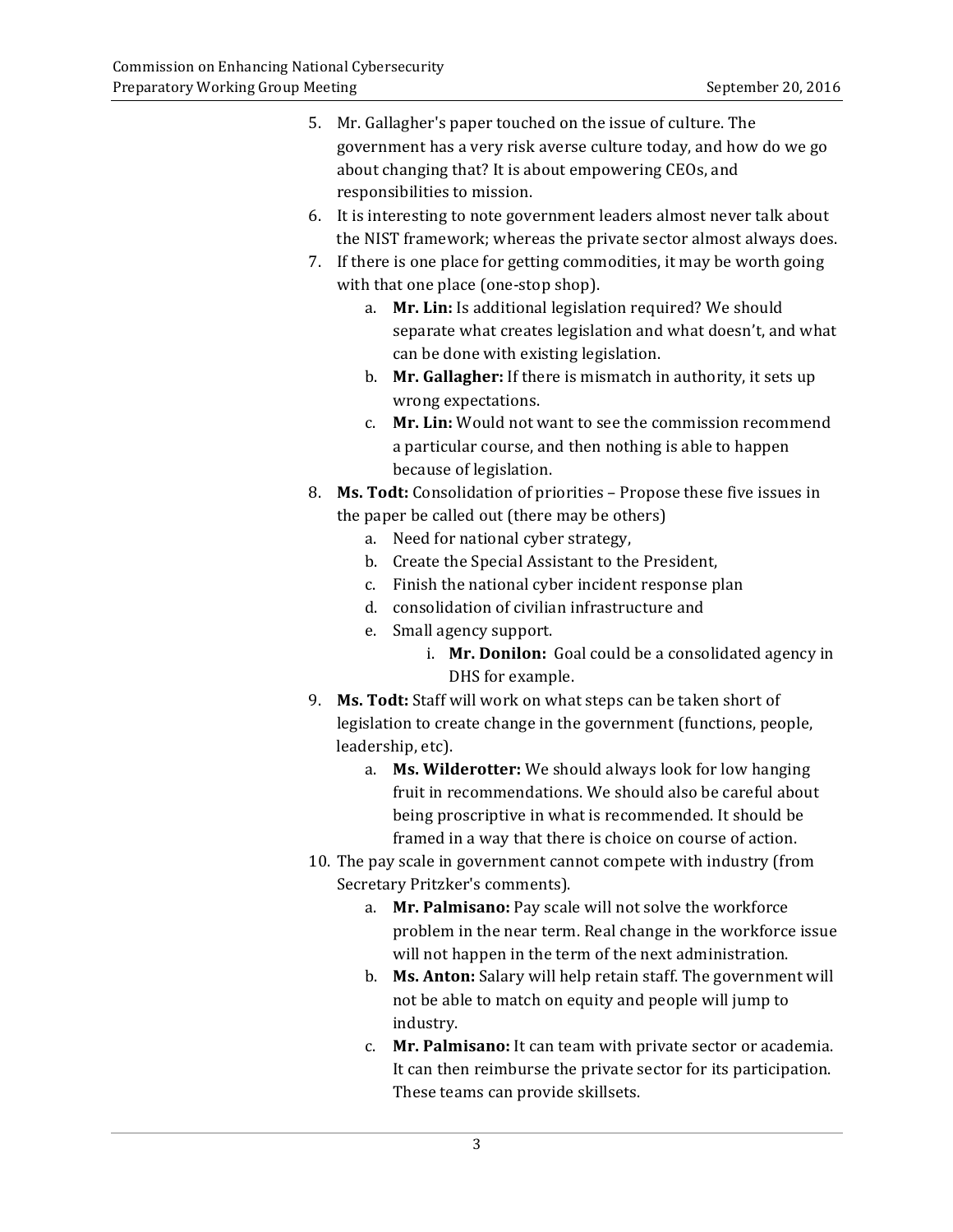5. Mr. Gallagher's paper touched on the issue of culture. The government has a very risk averse culture today, and how do we go about changing that? It is about empowering CEOs, and responsibilities to mission.
6. It is interesting to note government leaders almost never talk about the NIST framework; whereas the private sector almost always does.
7. If there is one place for getting commodities, it may be worth going with that one place (one-stop shop).
    a. **Mr. Lin:** Is additional legislation required? We should separate what creates legislation and what doesn't, and what can be done with existing legislation.
    b. **Mr. Gallagher:** If there is mismatch in authority, it sets up wrong expectations.
    c. **Mr. Lin:** Would not want to see the commission recommend a particular course, and then nothing is able to happen because of legislation.
8. **Ms. Todt:** Consolidation of priorities – Propose these five issues in the paper be called out (there may be others)
    a. Need for national cyber strategy,
    b. Create the Special Assistant to the President,
    c. Finish the national cyber incident response plan
    d. consolidation of civilian infrastructure and
    e. Small agency support.
        i. **Mr. Donilon:** Goal could be a consolidated agency in DHS for example.
9. **Ms. Todt:** Staff will work on what steps can be taken short of legislation to create change in the government (functions, people, leadership, etc).
    a. **Ms. Wilderotter:** We should always look for low hanging fruit in recommendations. We should also be careful about being proscriptive in what is recommended. It should be framed in a way that there is choice on course of action.
10. The pay scale in government cannot compete with industry (from Secretary Pritzker's comments).
    a. **Mr. Palmisano:** Pay scale will not solve the workforce problem in the near term. Real change in the workforce issue will not happen in the term of the next administration.
    b. **Ms. Anton:** Salary will help retain staff. The government will not be able to match on equity and people will jump to industry.
    c. **Mr. Palmisano:** It can team with private sector or academia. It can then reimburse the private sector for its participation. These teams can provide skillsets.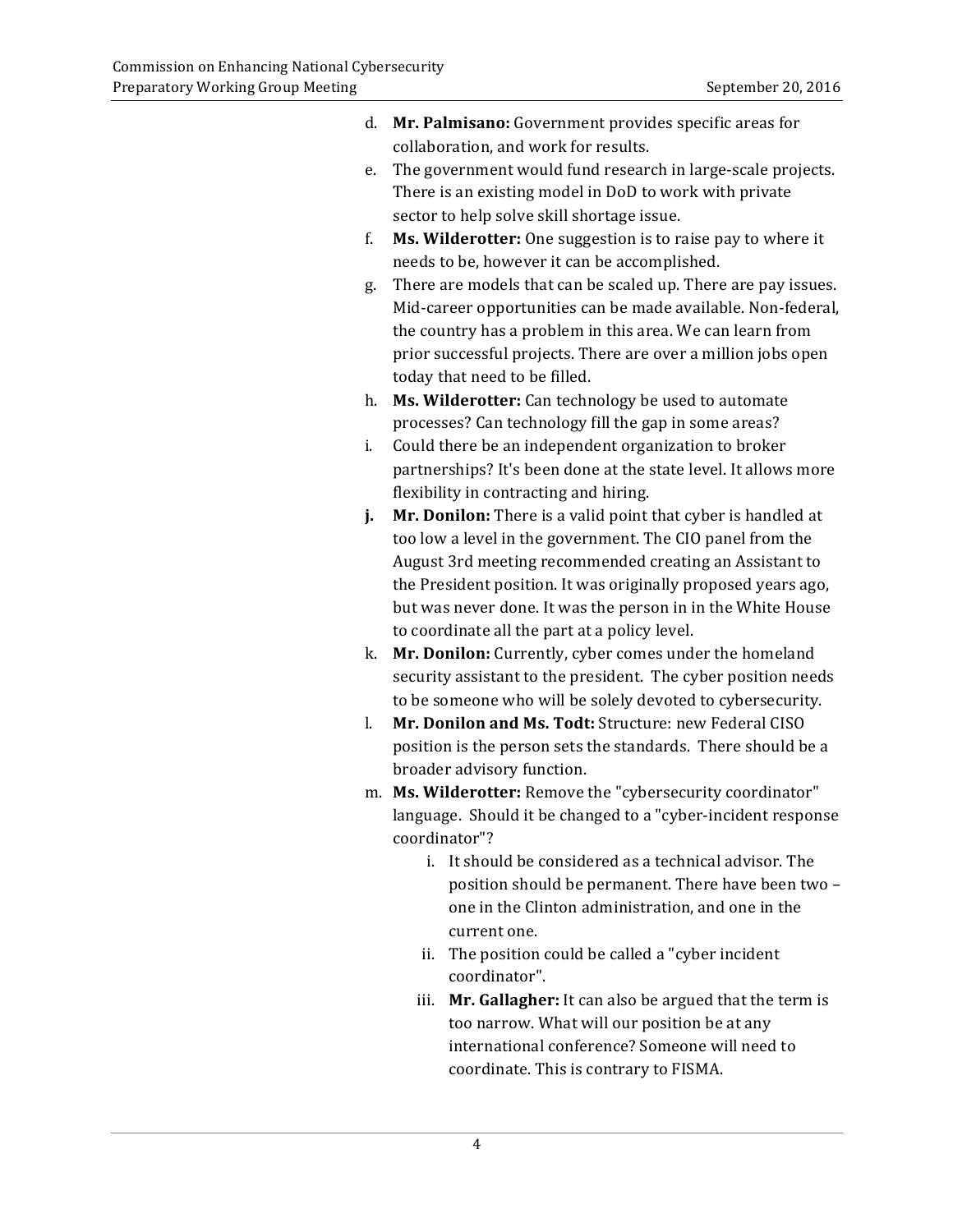d. **Mr. Palmisano:** Government provides specific areas for collaboration, and work for results.
e. The government would fund research in large-scale projects. There is an existing model in DoD to work with private sector to help solve skill shortage issue.
f. **Ms. Wilderotter:** One suggestion is to raise pay to where it needs to be, however it can be accomplished.
g. There are models that can be scaled up. There are pay issues. Mid-career opportunities can be made available. Non-federal, the country has a problem in this area. We can learn from prior successful projects. There are over a million jobs open today that need to be filled.
h. **Ms. Wilderotter:** Can technology be used to automate processes? Can technology fill the gap in some areas?
i. Could there be an independent organization to broker partnerships? It's been done at the state level. It allows more flexibility in contracting and hiring.
**j.** **Mr. Donilon:** There is a valid point that cyber is handled at too low a level in the government. The CIO panel from the August 3rd meeting recommended creating an Assistant to the President position. It was originally proposed years ago, but was never done. It was the person in in the White House to coordinate all the part at a policy level.
k. **Mr. Donilon:** Currently, cyber comes under the homeland security assistant to the president. The cyber position needs to be someone who will be solely devoted to cybersecurity.
l. **Mr. Donilon and Ms. Todt:** Structure: new Federal CISO position is the person sets the standards. There should be a broader advisory function.
m. **Ms. Wilderotter:** Remove the "cybersecurity coordinator" language. Should it be changed to a "cyber-incident response coordinator"?
    i. It should be considered as a technical advisor. The position should be permanent. There have been two – one in the Clinton administration, and one in the current one.
    ii. The position could be called a "cyber incident coordinator".
    iii. **Mr. Gallagher:** It can also be argued that the term is too narrow. What will our position be at any international conference? Someone will need to coordinate. This is contrary to FISMA.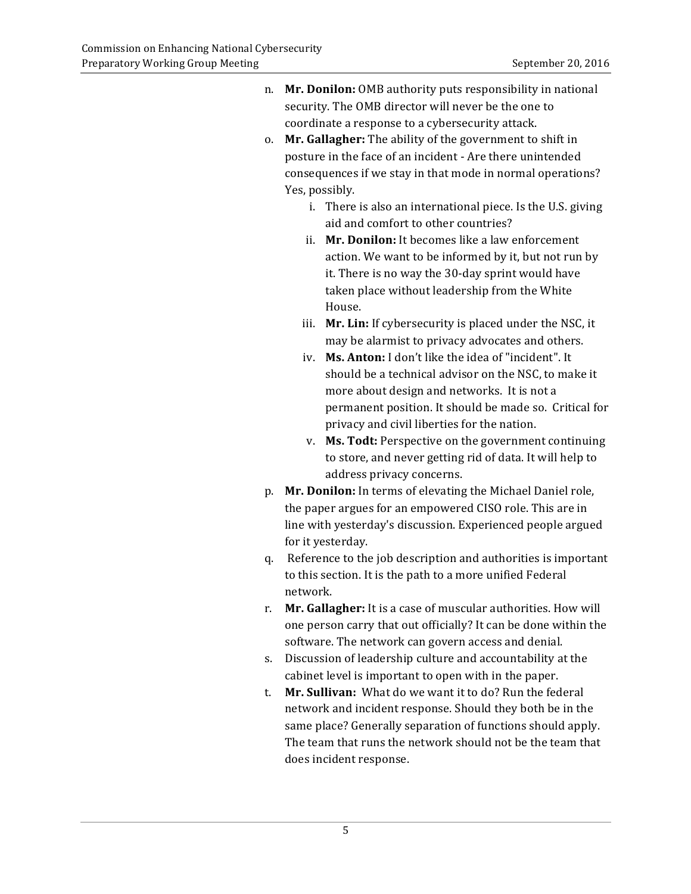n. **Mr. Donilon:** OMB authority puts responsibility in national security. The OMB director will never be the one to coordinate a response to a cybersecurity attack.

o. **Mr. Gallagher:** The ability of the government to shift in posture in the face of an incident - Are there unintended consequences if we stay in that mode in normal operations? Yes, possibly.

   i. There is also an international piece. Is the U.S. giving aid and comfort to other countries?

   ii. **Mr. Donilon:** It becomes like a law enforcement action. We want to be informed by it, but not run by it. There is no way the 30-day sprint would have taken place without leadership from the White House.

   iii. **Mr. Lin:** If cybersecurity is placed under the NSC, it may be alarmist to privacy advocates and others.

   iv. **Ms. Anton:** I don't like the idea of "incident". It should be a technical advisor on the NSC, to make it more about design and networks. It is not a permanent position. It should be made so. Critical for privacy and civil liberties for the nation.

   v. **Ms. Todt:** Perspective on the government continuing to store, and never getting rid of data. It will help to address privacy concerns.

p. **Mr. Donilon:** In terms of elevating the Michael Daniel role, the paper argues for an empowered CISO role. This are in line with yesterday's discussion. Experienced people argued for it yesterday.

q. Reference to the job description and authorities is important to this section. It is the path to a more unified Federal network.

r. **Mr. Gallagher:** It is a case of muscular authorities. How will one person carry that out officially? It can be done within the software. The network can govern access and denial.

s. Discussion of leadership culture and accountability at the cabinet level is important to open with in the paper.

t. **Mr. Sullivan:** What do we want it to do? Run the federal network and incident response. Should they both be in the same place? Generally separation of functions should apply. The team that runs the network should not be the team that does incident response.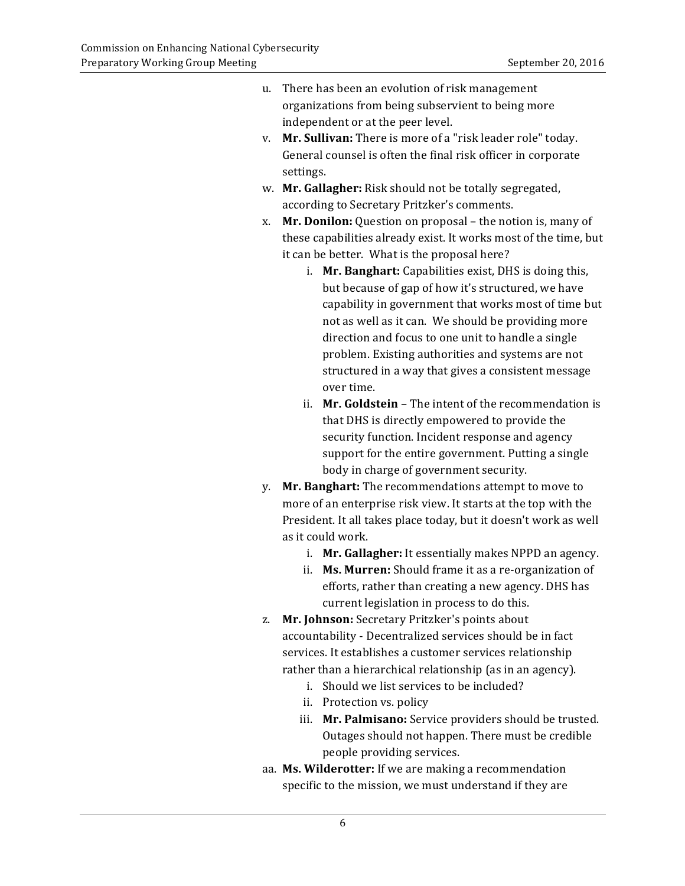u. There has been an evolution of risk management organizations from being subservient to being more independent or at the peer level.

v. **Mr. Sullivan:** There is more of a "risk leader role" today. General counsel is often the final risk officer in corporate settings.

w. **Mr. Gallagher:** Risk should not be totally segregated, according to Secretary Pritzker's comments.

x. **Mr. Donilon:** Question on proposal – the notion is, many of these capabilities already exist. It works most of the time, but it can be better. What is the proposal here?

   i. **Mr. Banghart:** Capabilities exist, DHS is doing this, but because of gap of how it's structured, we have capability in government that works most of time but not as well as it can. We should be providing more direction and focus to one unit to handle a single problem. Existing authorities and systems are not structured in a way that gives a consistent message over time.

   ii. **Mr. Goldstein** – The intent of the recommendation is that DHS is directly empowered to provide the security function. Incident response and agency support for the entire government. Putting a single body in charge of government security.

y. **Mr. Banghart:** The recommendations attempt to move to more of an enterprise risk view. It starts at the top with the President. It all takes place today, but it doesn't work as well as it could work.

   i. **Mr. Gallagher:** It essentially makes NPPD an agency.

   ii. **Ms. Murren:** Should frame it as a re-organization of efforts, rather than creating a new agency. DHS has current legislation in process to do this.

z. **Mr. Johnson:** Secretary Pritzker's points about accountability - Decentralized services should be in fact services. It establishes a customer services relationship rather than a hierarchical relationship (as in an agency).

   i. Should we list services to be included?

   ii. Protection vs. policy

   iii. **Mr. Palmisano:** Service providers should be trusted. Outages should not happen. There must be credible people providing services.

aa. **Ms. Wilderotter:** If we are making a recommendation specific to the mission, we must understand if they are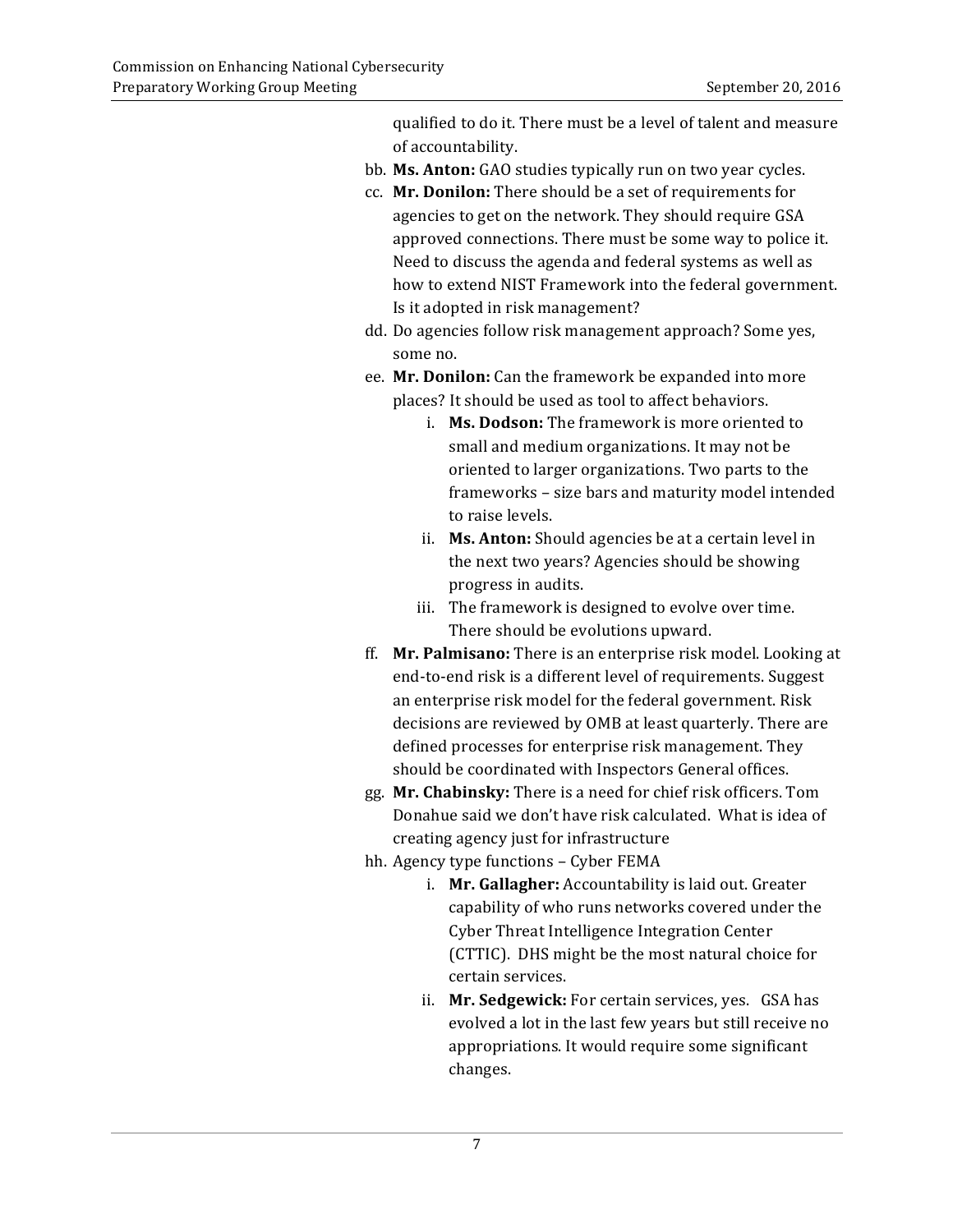qualified to do it. There must be a level of talent and measure of accountability.

bb. **Ms. Anton:** GAO studies typically run on two year cycles.

cc. **Mr. Donilon:** There should be a set of requirements for agencies to get on the network. They should require GSA approved connections. There must be some way to police it. Need to discuss the agenda and federal systems as well as how to extend NIST Framework into the federal government. Is it adopted in risk management?

dd. Do agencies follow risk management approach? Some yes, some no.

ee. **Mr. Donilon:** Can the framework be expanded into more places? It should be used as tool to affect behaviors.

   i. **Ms. Dodson:** The framework is more oriented to small and medium organizations. It may not be oriented to larger organizations. Two parts to the frameworks – size bars and maturity model intended to raise levels.

   ii. **Ms. Anton:** Should agencies be at a certain level in the next two years? Agencies should be showing progress in audits.

   iii. The framework is designed to evolve over time. There should be evolutions upward.

ff. **Mr. Palmisano:** There is an enterprise risk model. Looking at end-to-end risk is a different level of requirements. Suggest an enterprise risk model for the federal government. Risk decisions are reviewed by OMB at least quarterly. There are defined processes for enterprise risk management. They should be coordinated with Inspectors General offices.

gg. **Mr. Chabinsky:** There is a need for chief risk officers. Tom Donahue said we don't have risk calculated. What is idea of creating agency just for infrastructure

hh. Agency type functions – Cyber FEMA

   i. **Mr. Gallagher:** Accountability is laid out. Greater capability of who runs networks covered under the Cyber Threat Intelligence Integration Center (CTTIC). DHS might be the most natural choice for certain services.

   ii. **Mr. Sedgewick:** For certain services, yes. GSA has evolved a lot in the last few years but still receive no appropriations. It would require some significant changes.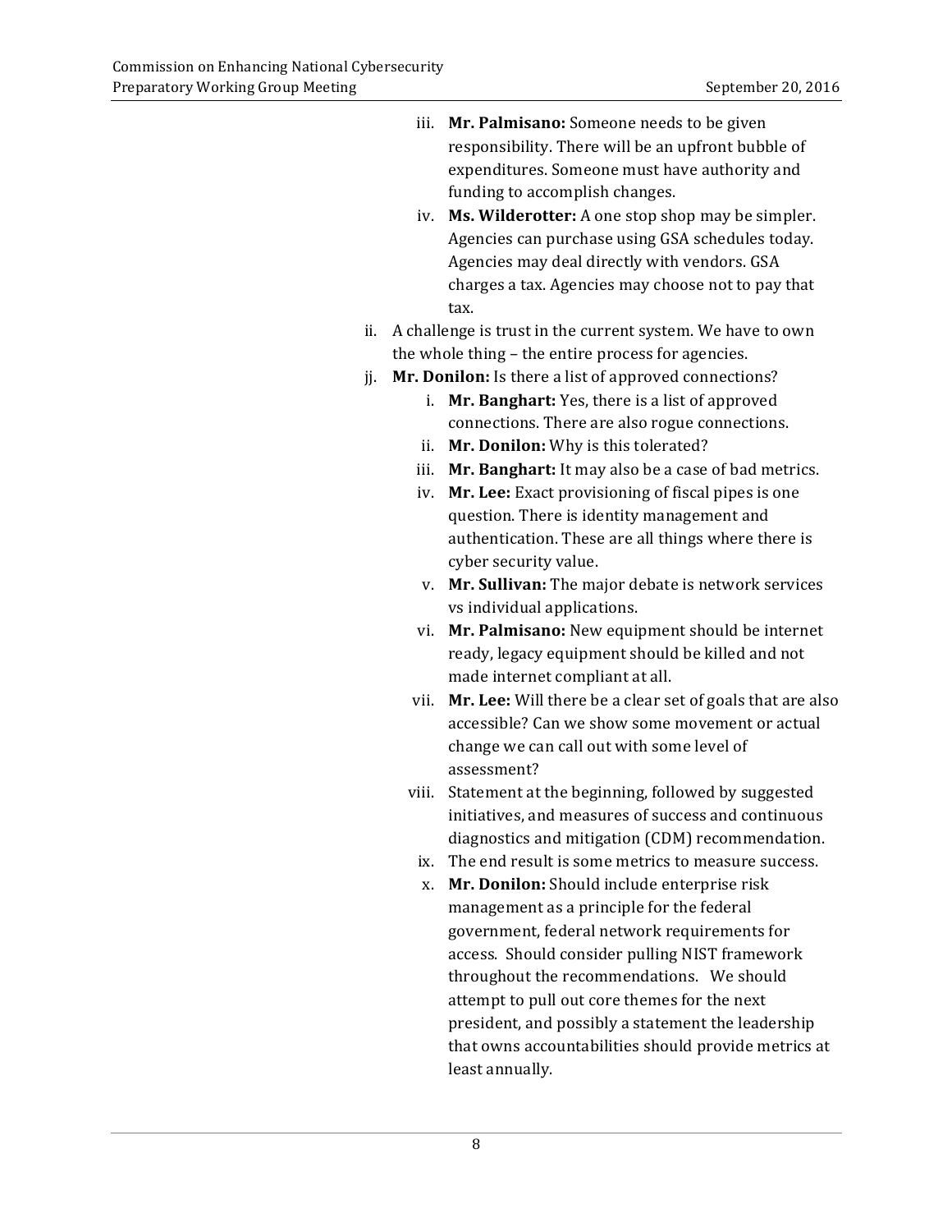- iii. **Mr. Palmisano:** Someone needs to be given responsibility. There will be an upfront bubble of expenditures. Someone must have authority and funding to accomplish changes.
- iv. **Ms. Wilderotter:** A one stop shop may be simpler. Agencies can purchase using GSA schedules today. Agencies may deal directly with vendors. GSA charges a tax. Agencies may choose not to pay that tax.

ii. A challenge is trust in the current system. We have to own the whole thing – the entire process for agencies.

jj. **Mr. Donilon:** Is there a list of approved connections?

- i. **Mr. Banghart:** Yes, there is a list of approved connections. There are also rogue connections.
- ii. **Mr. Donilon:** Why is this tolerated?
- iii. **Mr. Banghart:** It may also be a case of bad metrics.
- iv. **Mr. Lee:** Exact provisioning of fiscal pipes is one question. There is identity management and authentication. These are all things where there is cyber security value.
- v. **Mr. Sullivan:** The major debate is network services vs individual applications.
- vi. **Mr. Palmisano:** New equipment should be internet ready, legacy equipment should be killed and not made internet compliant at all.
- vii. **Mr. Lee:** Will there be a clear set of goals that are also accessible? Can we show some movement or actual change we can call out with some level of assessment?
- viii. Statement at the beginning, followed by suggested initiatives, and measures of success and continuous diagnostics and mitigation (CDM) recommendation.
- ix. The end result is some metrics to measure success.
- x. **Mr. Donilon:** Should include enterprise risk management as a principle for the federal government, federal network requirements for access. Should consider pulling NIST framework throughout the recommendations. We should attempt to pull out core themes for the next president, and possibly a statement the leadership that owns accountabilities should provide metrics at least annually.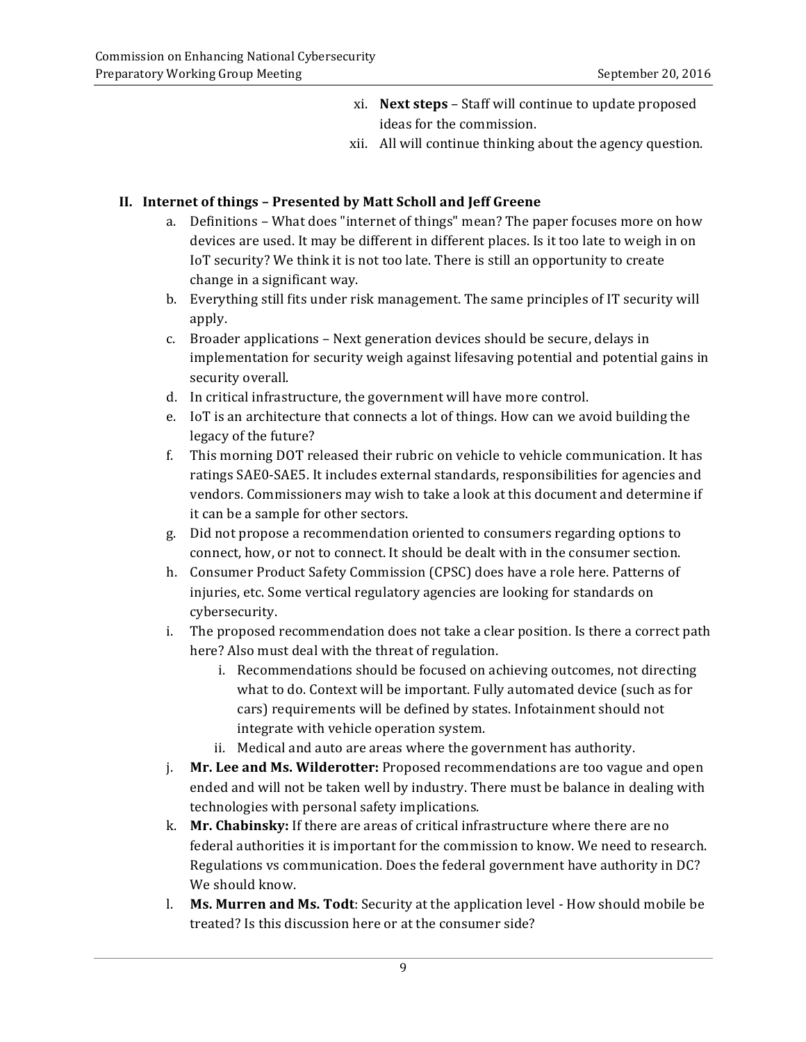xi. **Next steps** – Staff will continue to update proposed ideas for the commission.

xii. All will continue thinking about the agency question.

## II. Internet of things – Presented by Matt Scholl and Jeff Greene

a. Definitions – What does "internet of things" mean? The paper focuses more on how devices are used. It may be different in different places. Is it too late to weigh in on IoT security? We think it is not too late. There is still an opportunity to create change in a significant way.

b. Everything still fits under risk management. The same principles of IT security will apply.

c. Broader applications – Next generation devices should be secure, delays in implementation for security weigh against lifesaving potential and potential gains in security overall.

d. In critical infrastructure, the government will have more control.

e. IoT is an architecture that connects a lot of things. How can we avoid building the legacy of the future?

f. This morning DOT released their rubric on vehicle to vehicle communication. It has ratings SAE0-SAE5. It includes external standards, responsibilities for agencies and vendors. Commissioners may wish to take a look at this document and determine if it can be a sample for other sectors.

g. Did not propose a recommendation oriented to consumers regarding options to connect, how, or not to connect. It should be dealt with in the consumer section.

h. Consumer Product Safety Commission (CPSC) does have a role here. Patterns of injuries, etc. Some vertical regulatory agencies are looking for standards on cybersecurity.

i. The proposed recommendation does not take a clear position. Is there a correct path here? Also must deal with the threat of regulation.

   i. Recommendations should be focused on achieving outcomes, not directing what to do. Context will be important. Fully automated device (such as for cars) requirements will be defined by states. Infotainment should not integrate with vehicle operation system.

   ii. Medical and auto are areas where the government has authority.

j. **Mr. Lee and Ms. Wilderotter:** Proposed recommendations are too vague and open ended and will not be taken well by industry. There must be balance in dealing with technologies with personal safety implications.

k. **Mr. Chabinsky:** If there are areas of critical infrastructure where there are no federal authorities it is important for the commission to know. We need to research. Regulations vs communication. Does the federal government have authority in DC? We should know.

l. **Ms. Murren and Ms. Todt**: Security at the application level - How should mobile be treated? Is this discussion here or at the consumer side?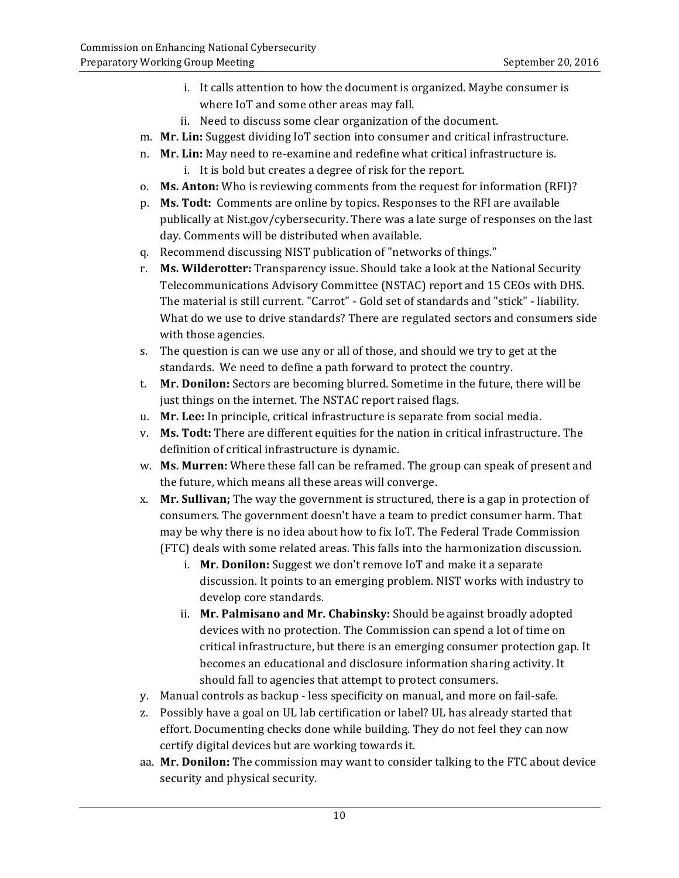i. It calls attention to how the document is organized. Maybe consumer is where IoT and some other areas may fall.
   ii. Need to discuss some clear organization of the document.

m. **Mr. Lin:** Suggest dividing IoT section into consumer and critical infrastructure.

n. **Mr. Lin:** May need to re-examine and redefine what critical infrastructure is.
   i. It is bold but creates a degree of risk for the report.

o. **Ms. Anton:** Who is reviewing comments from the request for information (RFI)?

p. **Ms. Todt:** Comments are online by topics. Responses to the RFI are available publically at Nist.gov/cybersecurity. There was a late surge of responses on the last day. Comments will be distributed when available.

q. Recommend discussing NIST publication of "networks of things."

r. **Ms. Wilderotter:** Transparency issue. Should take a look at the National Security Telecommunications Advisory Committee (NSTAC) report and 15 CEOs with DHS. The material is still current. "Carrot" - Gold set of standards and "stick" - liability. What do we use to drive standards? There are regulated sectors and consumers side with those agencies.

s. The question is can we use any or all of those, and should we try to get at the standards. We need to define a path forward to protect the country.

t. **Mr. Donilon:** Sectors are becoming blurred. Sometime in the future, there will be just things on the internet. The NSTAC report raised flags.

u. **Mr. Lee:** In principle, critical infrastructure is separate from social media.

v. **Ms. Todt:** There are different equities for the nation in critical infrastructure. The definition of critical infrastructure is dynamic.

w. **Ms. Murren:** Where these fall can be reframed. The group can speak of present and the future, which means all these areas will converge.

x. **Mr. Sullivan;** The way the government is structured, there is a gap in protection of consumers. The government doesn't have a team to predict consumer harm. That may be why there is no idea about how to fix IoT. The Federal Trade Commission (FTC) deals with some related areas. This falls into the harmonization discussion.
   i. **Mr. Donilon:** Suggest we don't remove IoT and make it a separate discussion. It points to an emerging problem. NIST works with industry to develop core standards.
   ii. **Mr. Palmisano and Mr. Chabinsky:** Should be against broadly adopted devices with no protection. The Commission can spend a lot of time on critical infrastructure, but there is an emerging consumer protection gap. It becomes an educational and disclosure information sharing activity. It should fall to agencies that attempt to protect consumers.

y. Manual controls as backup - less specificity on manual, and more on fail-safe.

z. Possibly have a goal on UL lab certification or label? UL has already started that effort. Documenting checks done while building. They do not feel they can now certify digital devices but are working towards it.

aa. **Mr. Donilon:** The commission may want to consider talking to the FTC about device security and physical security.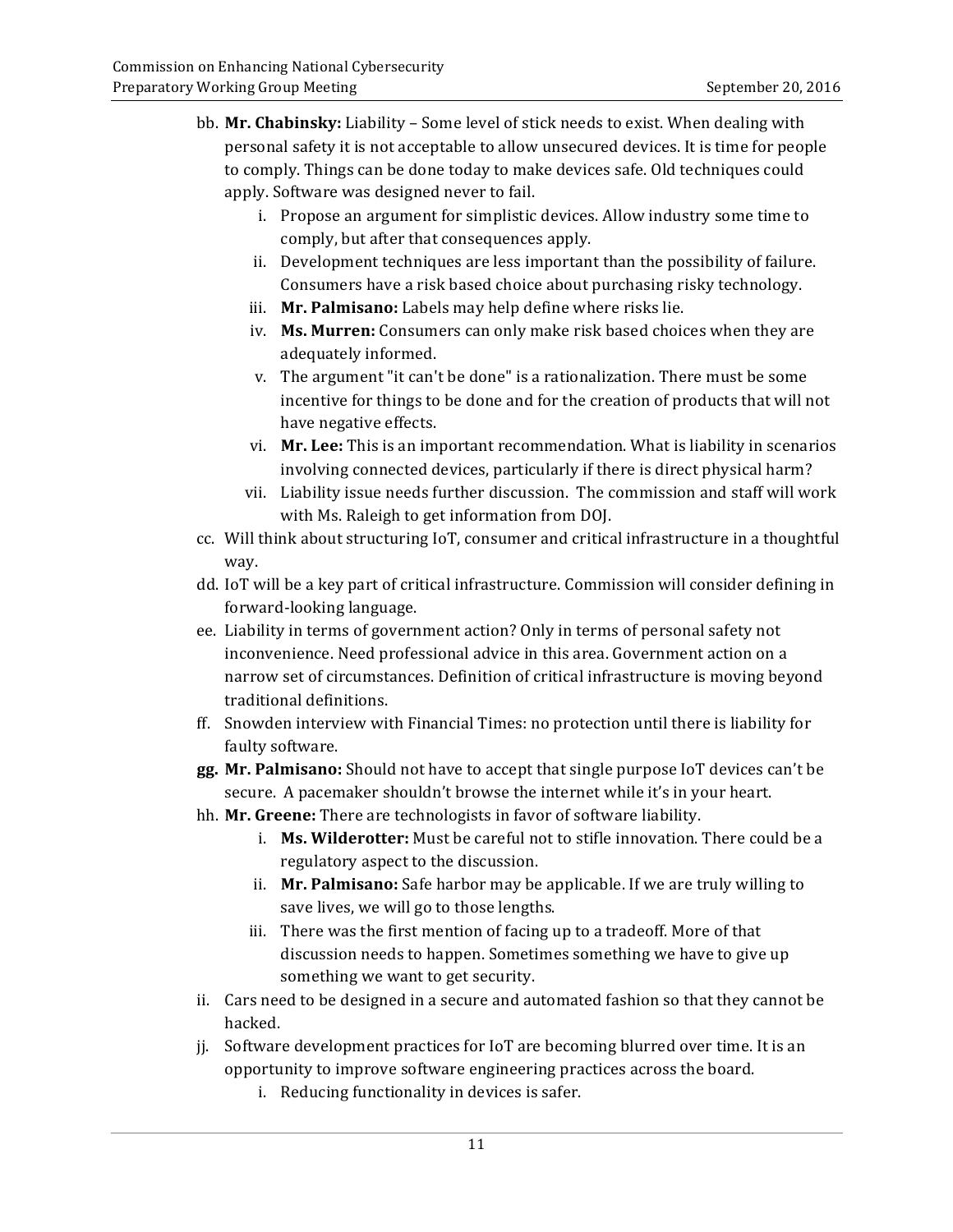bb. **Mr. Chabinsky:** Liability – Some level of stick needs to exist. When dealing with personal safety it is not acceptable to allow unsecured devices. It is time for people to comply. Things can be done today to make devices safe. Old techniques could apply. Software was designed never to fail.

   i. Propose an argument for simplistic devices. Allow industry some time to comply, but after that consequences apply.
   ii. Development techniques are less important than the possibility of failure. Consumers have a risk based choice about purchasing risky technology.
   iii. **Mr. Palmisano:** Labels may help define where risks lie.
   iv. **Ms. Murren:** Consumers can only make risk based choices when they are adequately informed.
   v. The argument "it can't be done" is a rationalization. There must be some incentive for things to be done and for the creation of products that will not have negative effects.
   vi. **Mr. Lee:** This is an important recommendation. What is liability in scenarios involving connected devices, particularly if there is direct physical harm?
   vii. Liability issue needs further discussion. The commission and staff will work with Ms. Raleigh to get information from DOJ.

cc. Will think about structuring IoT, consumer and critical infrastructure in a thoughtful way.

dd. IoT will be a key part of critical infrastructure. Commission will consider defining in forward-looking language.

ee. Liability in terms of government action? Only in terms of personal safety not inconvenience. Need professional advice in this area. Government action on a narrow set of circumstances. Definition of critical infrastructure is moving beyond traditional definitions.

ff. Snowden interview with Financial Times: no protection until there is liability for faulty software.

**gg. Mr. Palmisano:** Should not have to accept that single purpose IoT devices can't be secure. A pacemaker shouldn't browse the internet while it's in your heart.

hh. **Mr. Greene:** There are technologists in favor of software liability.

   i. **Ms. Wilderotter:** Must be careful not to stifle innovation. There could be a regulatory aspect to the discussion.
   ii. **Mr. Palmisano:** Safe harbor may be applicable. If we are truly willing to save lives, we will go to those lengths.
   iii. There was the first mention of facing up to a tradeoff. More of that discussion needs to happen. Sometimes something we have to give up something we want to get security.

ii. Cars need to be designed in a secure and automated fashion so that they cannot be hacked.

jj. Software development practices for IoT are becoming blurred over time. It is an opportunity to improve software engineering practices across the board.

   i. Reducing functionality in devices is safer.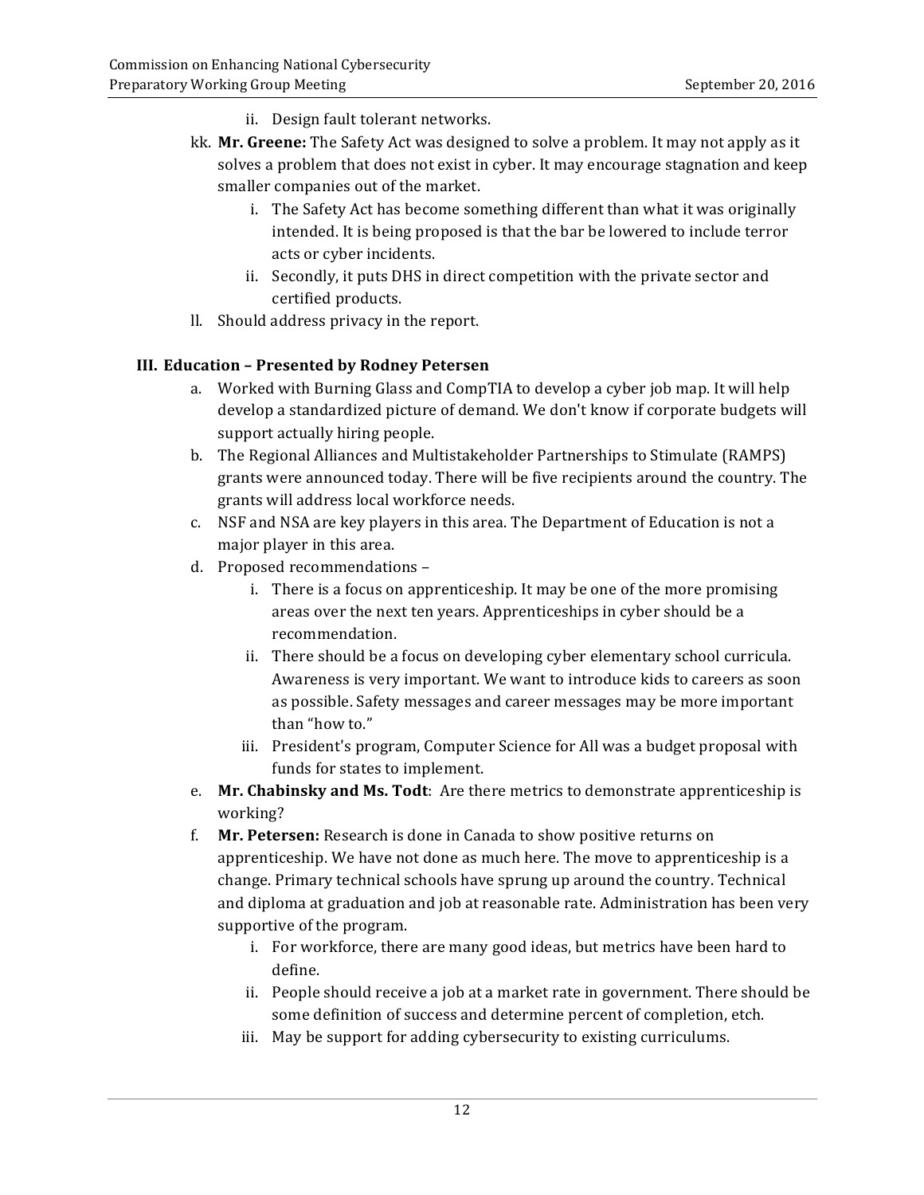ii. Design fault tolerant networks.

kk. **Mr. Greene:** The Safety Act was designed to solve a problem. It may not apply as it solves a problem that does not exist in cyber. It may encourage stagnation and keep smaller companies out of the market.

  i. The Safety Act has become something different than what it was originally intended. It is being proposed is that the bar be lowered to include terror acts or cyber incidents.

  ii. Secondly, it puts DHS in direct competition with the private sector and certified products.

ll. Should address privacy in the report.

### III. Education – Presented by Rodney Petersen

a. Worked with Burning Glass and CompTIA to develop a cyber job map. It will help develop a standardized picture of demand. We don't know if corporate budgets will support actually hiring people.

b. The Regional Alliances and Multistakeholder Partnerships to Stimulate (RAMPS) grants were announced today. There will be five recipients around the country. The grants will address local workforce needs.

c. NSF and NSA are key players in this area. The Department of Education is not a major player in this area.

d. Proposed recommendations –

  i. There is a focus on apprenticeship. It may be one of the more promising areas over the next ten years. Apprenticeships in cyber should be a recommendation.

  ii. There should be a focus on developing cyber elementary school curricula. Awareness is very important. We want to introduce kids to careers as soon as possible. Safety messages and career messages may be more important than "how to."

  iii. President's program, Computer Science for All was a budget proposal with funds for states to implement.

e. **Mr. Chabinsky and Ms. Todt**: Are there metrics to demonstrate apprenticeship is working?

f. **Mr. Petersen:** Research is done in Canada to show positive returns on apprenticeship. We have not done as much here. The move to apprenticeship is a change. Primary technical schools have sprung up around the country. Technical and diploma at graduation and job at reasonable rate. Administration has been very supportive of the program.

  i. For workforce, there are many good ideas, but metrics have been hard to define.

  ii. People should receive a job at a market rate in government. There should be some definition of success and determine percent of completion, etch.

  iii. May be support for adding cybersecurity to existing curriculums.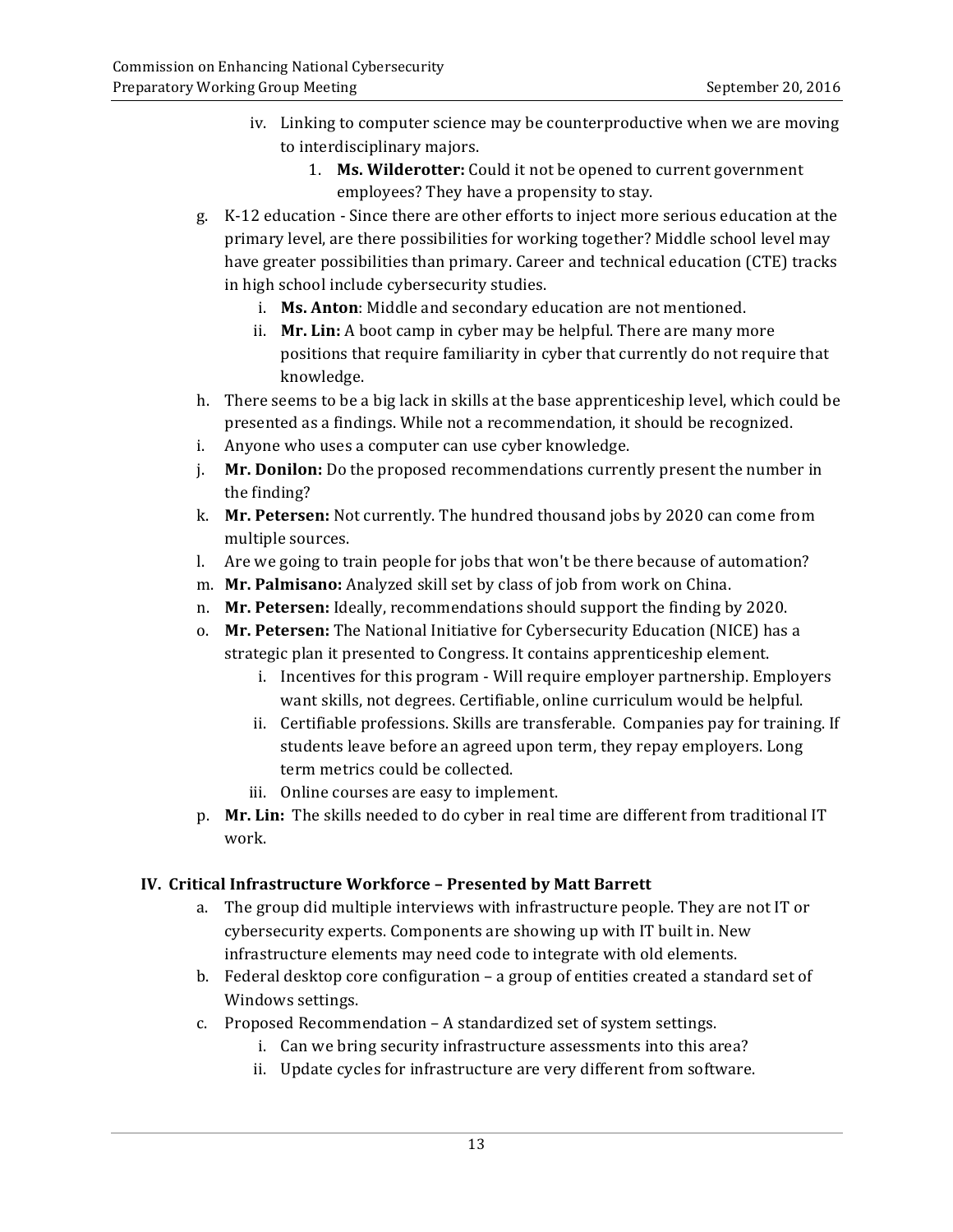iv. Linking to computer science may be counterproductive when we are moving to interdisciplinary majors.

1. **Ms. Wilderotter:** Could it not be opened to current government employees? They have a propensity to stay.

g. K-12 education - Since there are other efforts to inject more serious education at the primary level, are there possibilities for working together? Middle school level may have greater possibilities than primary. Career and technical education (CTE) tracks in high school include cybersecurity studies.

i. **Ms. Anton**: Middle and secondary education are not mentioned.

ii. **Mr. Lin:** A boot camp in cyber may be helpful. There are many more positions that require familiarity in cyber that currently do not require that knowledge.

h. There seems to be a big lack in skills at the base apprenticeship level, which could be presented as a findings. While not a recommendation, it should be recognized.

i. Anyone who uses a computer can use cyber knowledge.

j. **Mr. Donilon:** Do the proposed recommendations currently present the number in the finding?

k. **Mr. Petersen:** Not currently. The hundred thousand jobs by 2020 can come from multiple sources.

l. Are we going to train people for jobs that won't be there because of automation?

m. **Mr. Palmisano:** Analyzed skill set by class of job from work on China.

n. **Mr. Petersen:** Ideally, recommendations should support the finding by 2020.

o. **Mr. Petersen:** The National Initiative for Cybersecurity Education (NICE) has a strategic plan it presented to Congress. It contains apprenticeship element.

i. Incentives for this program - Will require employer partnership. Employers want skills, not degrees. Certifiable, online curriculum would be helpful.

ii. Certifiable professions. Skills are transferable. Companies pay for training. If students leave before an agreed upon term, they repay employers. Long term metrics could be collected.

iii. Online courses are easy to implement.

p. **Mr. Lin:** The skills needed to do cyber in real time are different from traditional IT work.

## IV. Critical Infrastructure Workforce – Presented by Matt Barrett

a. The group did multiple interviews with infrastructure people. They are not IT or cybersecurity experts. Components are showing up with IT built in. New infrastructure elements may need code to integrate with old elements.

b. Federal desktop core configuration – a group of entities created a standard set of Windows settings.

c. Proposed Recommendation – A standardized set of system settings.

i. Can we bring security infrastructure assessments into this area?

ii. Update cycles for infrastructure are very different from software.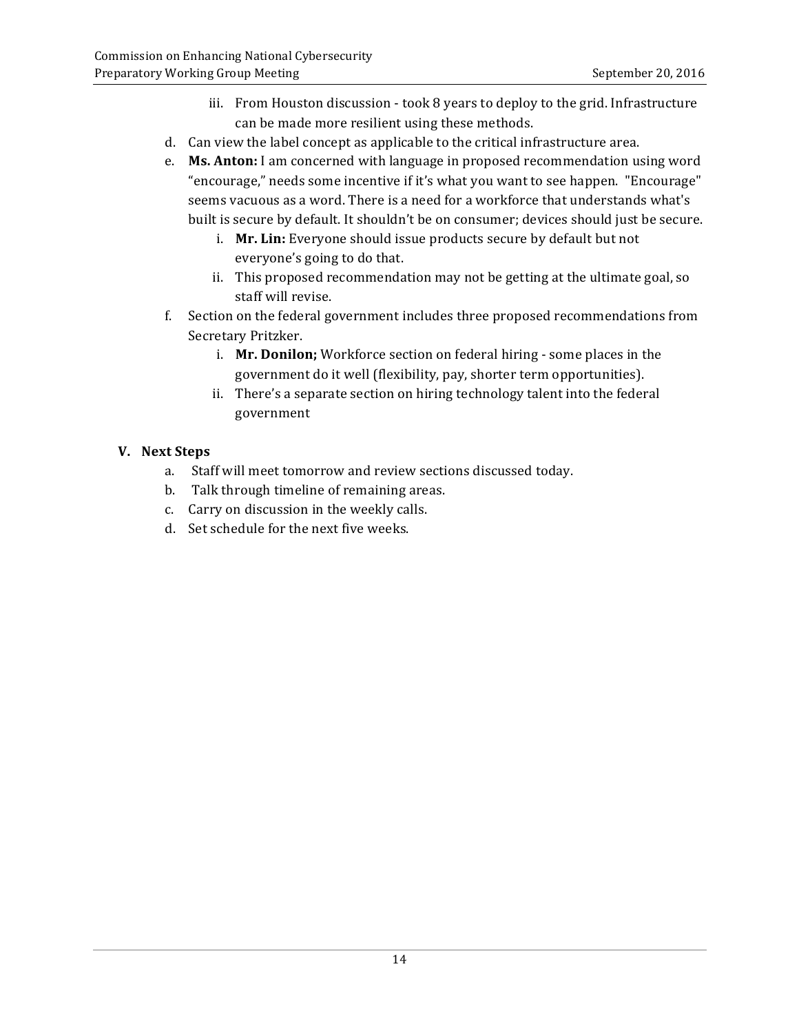iii. From Houston discussion - took 8 years to deploy to the grid. Infrastructure can be made more resilient using these methods.

d. Can view the label concept as applicable to the critical infrastructure area.

e. **Ms. Anton:** I am concerned with language in proposed recommendation using word "encourage," needs some incentive if it's what you want to see happen. "Encourage" seems vacuous as a word. There is a need for a workforce that understands what's built is secure by default. It shouldn't be on consumer; devices should just be secure.

   i. **Mr. Lin:** Everyone should issue products secure by default but not everyone's going to do that.

   ii. This proposed recommendation may not be getting at the ultimate goal, so staff will revise.

f. Section on the federal government includes three proposed recommendations from Secretary Pritzker.

   i. **Mr. Donilon;** Workforce section on federal hiring - some places in the government do it well (flexibility, pay, shorter term opportunities).

   ii. There's a separate section on hiring technology talent into the federal government

## V. Next Steps

a. Staff will meet tomorrow and review sections discussed today.

b. Talk through timeline of remaining areas.

c. Carry on discussion in the weekly calls.

d. Set schedule for the next five weeks.